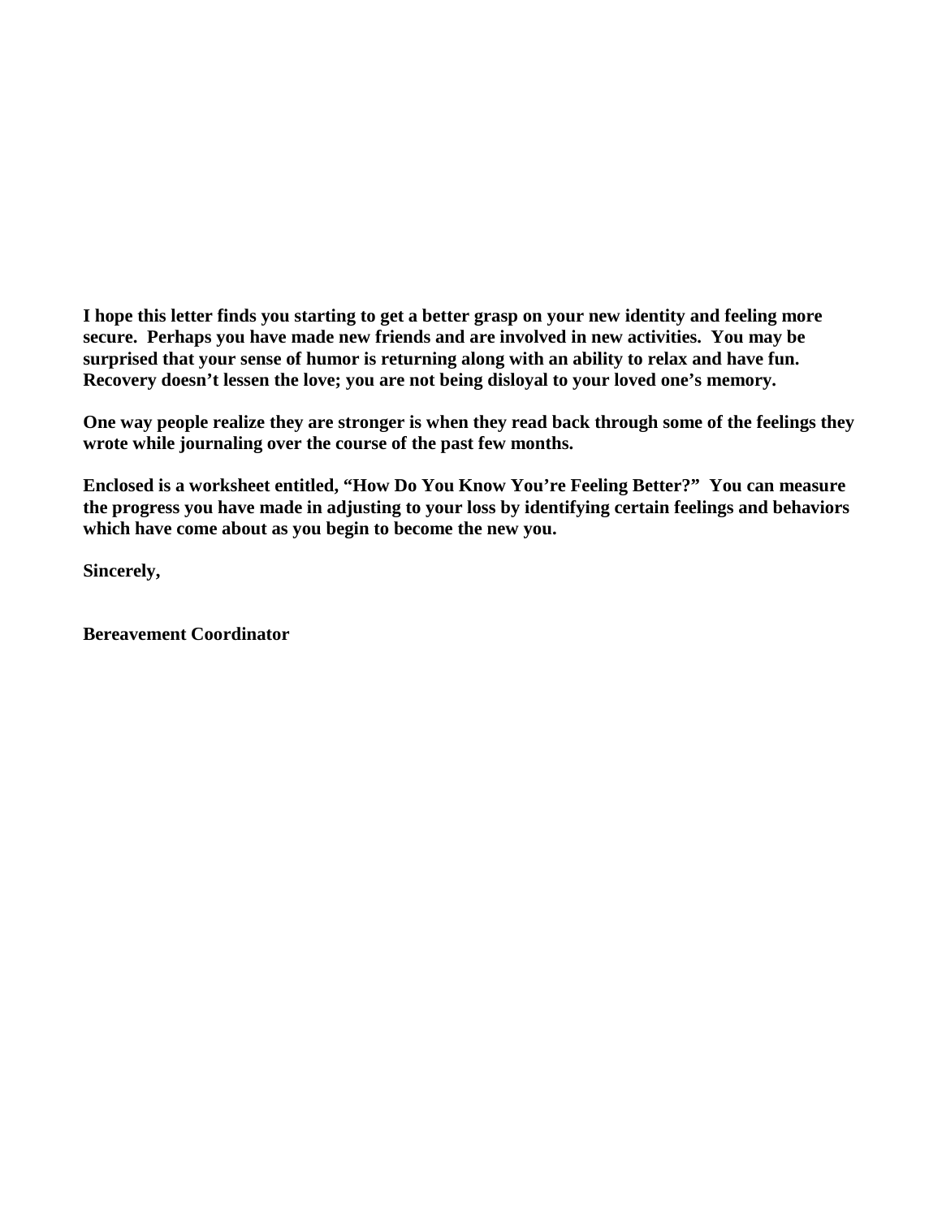**I hope this letter finds you starting to get a better grasp on your new identity and feeling more secure. Perhaps you have made new friends and are involved in new activities. You may be surprised that your sense of humor is returning along with an ability to relax and have fun. Recovery doesn't lessen the love; you are not being disloyal to your loved one's memory.**

**One way people realize they are stronger is when they read back through some of the feelings they wrote while journaling over the course of the past few months.**

**Enclosed is a worksheet entitled, "How Do You Know You're Feeling Better?" You can measure the progress you have made in adjusting to your loss by identifying certain feelings and behaviors which have come about as you begin to become the new you.**

**Sincerely,**

**Bereavement Coordinator**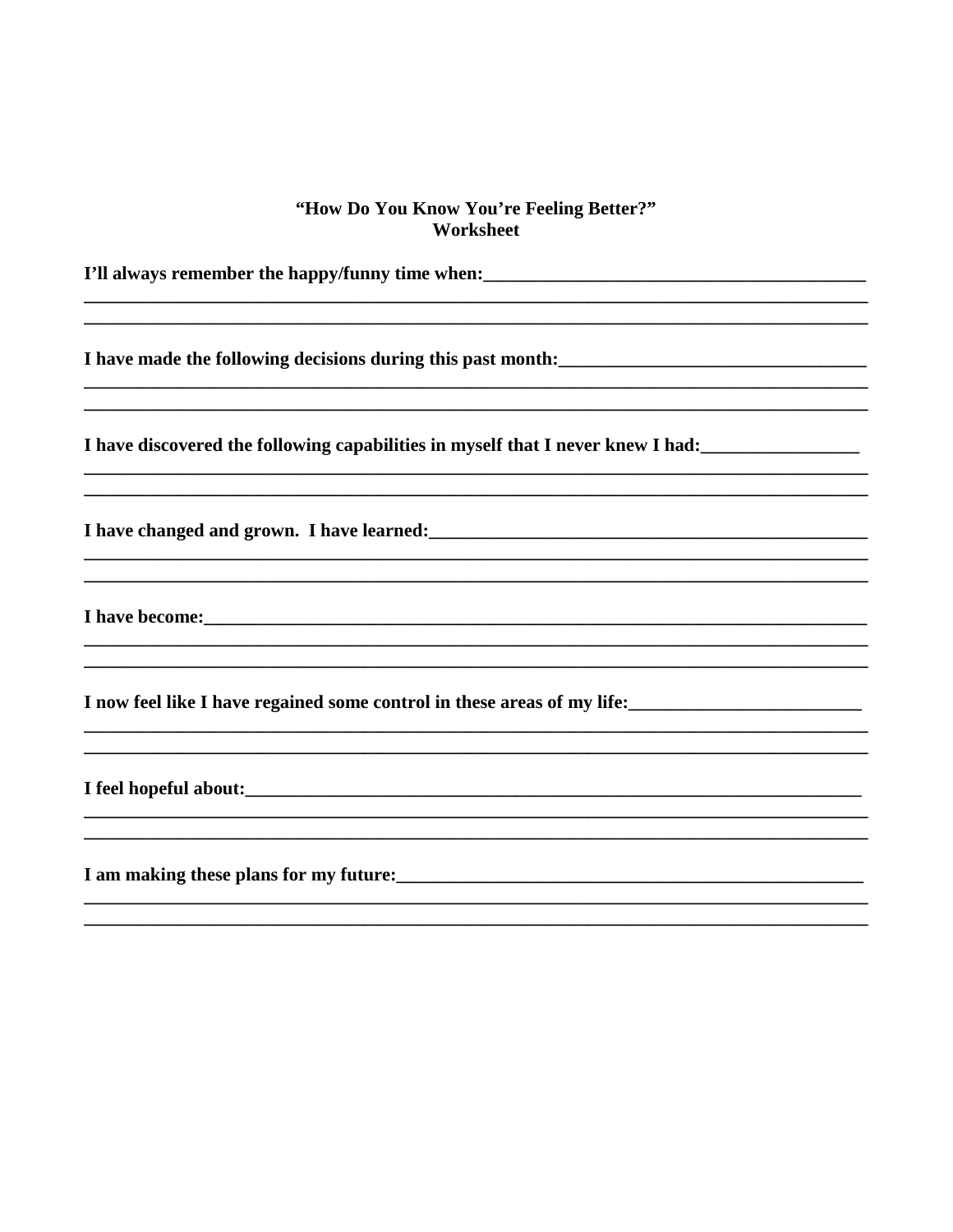**"How Do You Know You're Feeling Better?"**
**Worksheet**

**I'll always remember the happy/funny time when:**_________________________________________
_____________________________________________________________________________________
_____________________________________________________________________________________

**I have made the following decisions during this past month:**_________________________________
_____________________________________________________________________________________
_____________________________________________________________________________________

**I have discovered the following capabilities in myself that I never knew I had:**_________________
_____________________________________________________________________________________
_____________________________________________________________________________________

**I have changed and grown. I have learned:**______________________________________________
_____________________________________________________________________________________
_____________________________________________________________________________________

**I have become:**__________________________________________________________________________
_____________________________________________________________________________________
_____________________________________________________________________________________

**I now feel like I have regained some control in these areas of my life:**_________________________
_____________________________________________________________________________________
_____________________________________________________________________________________

**I feel hopeful about:**______________________________________________________________________
_____________________________________________________________________________________
_____________________________________________________________________________________

**I am making these plans for my future:**_________________________________________________
_____________________________________________________________________________________
_____________________________________________________________________________________